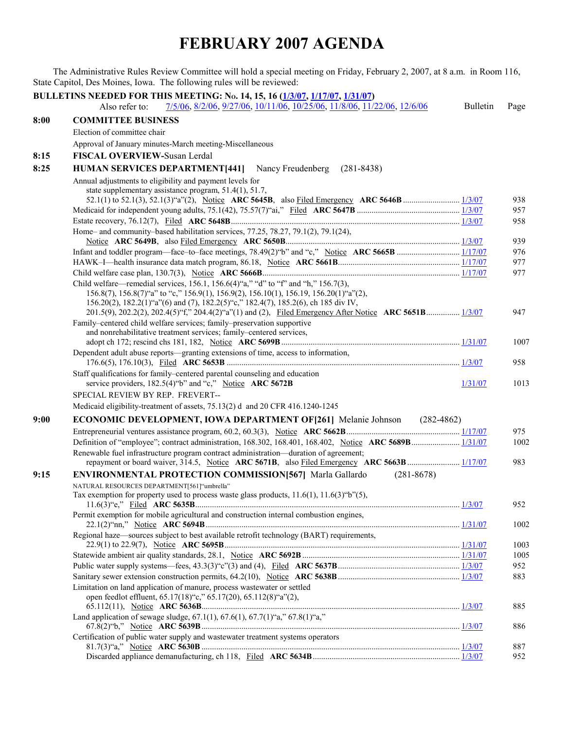# FEBRUARY 2007 AGENDA

The Administrative Rules Review Committee will hold a special meeting on Friday, February 2, 2007, at 8 a.m. in Room 116, State Capitol, Des Moines, Iowa. The following rules will be reviewed:

**BULLETINS NEEDED FOR THIS MEETING: No. 14, 15, 16 (1/3/07, 1/17/07, 1/31/07)**

Also refer to: 7/5/06, 8/2/06, 9/27/06, 10/11/06, 10/25/06, 11/8/06, 11/22/06, 12/6/06 — Bulletin — Page

**8:00 COMMITTEE BUSINESS**

Election of committee chair

Approval of January minutes-March meeting-Miscellaneous

**8:15 FISCAL OVERVIEW-**Susan Lerdal

**8:25 HUMAN SERVICES DEPARTMENT[441]** Nancy Freudenberg (281-8438)

| Item | Bulletin | Page |
|---|---|---|
| Annual adjustments to eligibility and payment levels for state supplementary assistance program, 51.4(1), 51.7, 52.1(1) to 52.1(3), 52.1(3)"a"(2), Notice **ARC 5645B**, also Filed Emergency **ARC 5646B** | 1/3/07 | 938 |
| Medicaid for independent young adults, 75.1(42), 75.57(7)"ai," Filed **ARC 5647B** | 1/3/07 | 957 |
| Estate recovery, 76.12(7), Filed **ARC 5648B** | 1/3/07 | 958 |
| Home– and community–based habilitation services, 77.25, 78.27, 79.1(2), 79.1(24), Notice **ARC 5649B**, also Filed Emergency **ARC 5650B** | 1/3/07 | 939 |
| Infant and toddler program—face–to–face meetings, 78.49(2)"b" and "c," Notice **ARC 5665B** | 1/17/07 | 976 |
| HAWK–I—health insurance data match program, 86.18, Notice **ARC 5661B** | 1/17/07 | 977 |
| Child welfare case plan, 130.7(3), Notice **ARC 5666B** | 1/17/07 | 977 |
| Child welfare—remedial services, 156.1, 156.6(4)"a," "d" to "f" and "h," 156.7(3), 156.8(7), 156.8(7)"a" to "c," 156.9(1), 156.9(2), 156.10(1), 156.19, 156.20(1)"a"(2), 156.20(2), 182.2(1)"a"(6) and (7), 182.2(5)"c," 182.4(7), 185.2(6), ch 185 div IV, 201.5(9), 202.2(2), 202.4(5)"f," 204.4(2)"a"(1) and (2), Filed Emergency After Notice **ARC 5651B** | 1/3/07 | 947 |
| Family–centered child welfare services; family–preservation supportive and nonrehabilitative treatment services; family–centered services, adopt ch 172; rescind chs 181, 182, Notice **ARC 5699B** | 1/31/07 | 1007 |
| Dependent adult abuse reports—granting extensions of time, access to information, 176.6(5), 176.10(3), Filed **ARC 5653B** | 1/3/07 | 958 |
| Staff qualifications for family–centered parental counseling and education service providers, 182.5(4)"b" and "c," Notice **ARC 5672B** | 1/31/07 | 1013 |

SPECIAL REVIEW BY REP. FREVERT--

Medicaid eligibility-treatment of assets, 75.13(2) d and 20 CFR 416.1240-1245

**9:00 ECONOMIC DEVELOPMENT, IOWA DEPARTMENT OF[261]** Melanie Johnson (282-4862)

| Item | Bulletin | Page |
|---|---|---|
| Entrepreneurial ventures assistance program, 60.2, 60.3(3), Notice **ARC 5662B** | 1/17/07 | 975 |
| Definition of "employee"; contract administration, 168.302, 168.401, 168.402, Notice **ARC 5689B** | 1/31/07 | 1002 |
| Renewable fuel infrastructure program contract administration—duration of agreement; repayment or board waiver, 314.5, Notice **ARC 5671B**, also Filed Emergency **ARC 5663B** | 1/17/07 | 983 |

**9:15 ENVIRONMENTAL PROTECTION COMMISSION[567]** Marla Gallardo (281-8678)

NATURAL RESOURCES DEPARTMENT[561]"umbrella"

| Item | Bulletin | Page |
|---|---|---|
| Tax exemption for property used to process waste glass products, 11.6(1), 11.6(3)"b"(5), 11.6(3)"e," Filed **ARC 5635B** | 1/3/07 | 952 |
| Permit exemption for mobile agricultural and construction internal combustion engines, 22.1(2)"nn," Notice **ARC 5694B** | 1/31/07 | 1002 |
| Regional haze—sources subject to best available retrofit technology (BART) requirements, 22.9(1) to 22.9(7), Notice **ARC 5695B** | 1/31/07 | 1003 |
| Statewide ambient air quality standards, 28.1, Notice **ARC 5692B** | 1/31/07 | 1005 |
| Public water supply systems—fees, 43.3(3)"c"(3) and (4), Filed **ARC 5637B** | 1/3/07 | 952 |
| Sanitary sewer extension construction permits, 64.2(10), Notice **ARC 5638B** | 1/3/07 | 883 |
| Limitation on land application of manure, process wastewater or settled open feedlot effluent, 65.17(18)"c," 65.17(20), 65.112(8)"a"(2), 65.112(11), Notice **ARC 5636B** | 1/3/07 | 885 |
| Land application of sewage sludge, 67.1(1), 67.6(1), 67.7(1)"a," 67.8(1)"a," 67.8(2)"b," Notice **ARC 5639B** | 1/3/07 | 886 |
| Certification of public water supply and wastewater treatment systems operators 81.7(3)"a," Notice **ARC 5630B** | 1/3/07 | 887 |
| Discarded appliance demanufacturing, ch 118, Filed **ARC 5634B** | 1/3/07 | 952 |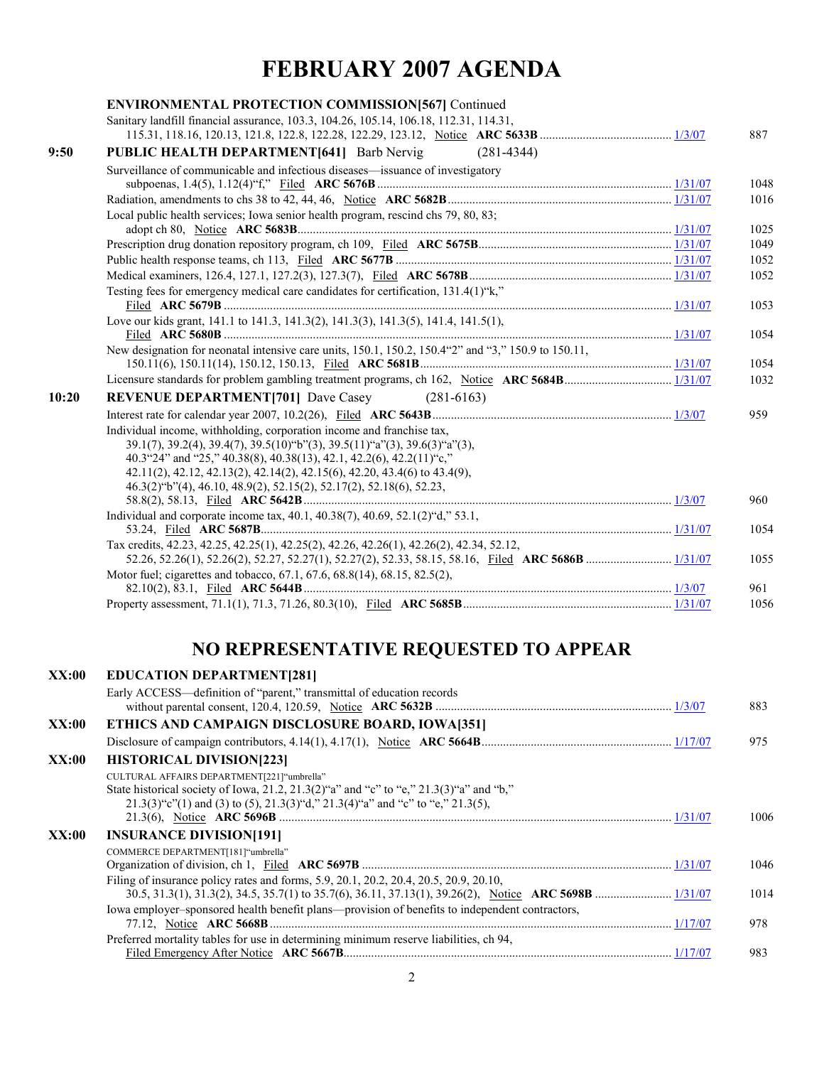# FEBRUARY 2007 AGENDA

**ENVIRONMENTAL PROTECTION COMMISSION[567]** Continued

Sanitary landfill financial assurance, 103.3, 104.26, 105.14, 106.18, 112.31, 114.31, 115.31, 118.16, 120.13, 121.8, 122.8, 122.28, 122.29, 123.12, Notice **ARC 5633B** .......... 1/3/07 — 887

**9:50 PUBLIC HEALTH DEPARTMENT[641]** Barb Nervig (281-4344)

Surveillance of communicable and infectious diseases—issuance of investigatory subpoenas, 1.4(5), 1.12(4)"f," Filed **ARC 5676B** .......... 1/31/07 — 1048

Radiation, amendments to chs 38 to 42, 44, 46, Notice **ARC 5682B** .......... 1/31/07 — 1016

Local public health services; Iowa senior health program, rescind chs 79, 80, 83; adopt ch 80, Notice **ARC 5683B** .......... 1/31/07 — 1025

Prescription drug donation repository program, ch 109, Filed **ARC 5675B** .......... 1/31/07 — 1049

Public health response teams, ch 113, Filed **ARC 5677B** .......... 1/31/07 — 1052

Medical examiners, 126.4, 127.1, 127.2(3), 127.3(7), Filed **ARC 5678B** .......... 1/31/07 — 1052

Testing fees for emergency medical care candidates for certification, 131.4(1)"k," Filed **ARC 5679B** .......... 1/31/07 — 1053

Love our kids grant, 141.1 to 141.3, 141.3(2), 141.3(3), 141.3(5), 141.4, 141.5(1), Filed **ARC 5680B** .......... 1/31/07 — 1054

New designation for neonatal intensive care units, 150.1, 150.2, 150.4"2" and "3," 150.9 to 150.11, 150.11(6), 150.11(14), 150.12, 150.13, Filed **ARC 5681B** .......... 1/31/07 — 1054

Licensure standards for problem gambling treatment programs, ch 162, Notice **ARC 5684B** .......... 1/31/07 — 1032

**10:20 REVENUE DEPARTMENT[701]** Dave Casey (281-6163)

Interest rate for calendar year 2007, 10.2(26), Filed **ARC 5643B** .......... 1/3/07 — 959

Individual income, withholding, corporation income and franchise tax, 39.1(7), 39.2(4), 39.4(7), 39.5(10)"b"(3), 39.5(11)"a"(3), 39.6(3)"a"(3), 40.3"24" and "25," 40.38(8), 40.38(13), 42.1, 42.2(6), 42.2(11)"c," 42.11(2), 42.12, 42.13(2), 42.14(2), 42.15(6), 42.20, 43.4(6) to 43.4(9), 46.3(2)"b"(4), 46.10, 48.9(2), 52.15(2), 52.17(2), 52.18(6), 52.23, 58.8(2), 58.13, Filed **ARC 5642B** .......... 1/3/07 — 960

Individual and corporate income tax, 40.1, 40.38(7), 40.69, 52.1(2)"d," 53.1, 53.24, Filed **ARC 5687B** .......... 1/31/07 — 1054

Tax credits, 42.23, 42.25, 42.25(1), 42.25(2), 42.26, 42.26(1), 42.26(2), 42.34, 52.12, 52.26, 52.26(1), 52.26(2), 52.27, 52.27(1), 52.27(2), 52.33, 58.15, 58.16, Filed **ARC 5686B** .......... 1/31/07 — 1055

Motor fuel; cigarettes and tobacco, 67.1, 67.6, 68.8(14), 68.15, 82.5(2), 82.10(2), 83.1, Filed **ARC 5644B** .......... 1/3/07 — 961

Property assessment, 71.1(1), 71.3, 71.26, 80.3(10), Filed **ARC 5685B** .......... 1/31/07 — 1056

## NO REPRESENTATIVE REQUESTED TO APPEAR

**XX:00 EDUCATION DEPARTMENT[281]**

Early ACCESS—definition of "parent," transmittal of education records without parental consent, 120.4, 120.59, Notice **ARC 5632B** .......... 1/3/07 — 883

**XX:00 ETHICS AND CAMPAIGN DISCLOSURE BOARD, IOWA[351]**

Disclosure of campaign contributors, 4.14(1), 4.17(1), Notice **ARC 5664B** .......... 1/17/07 — 975

**XX:00 HISTORICAL DIVISION[223]**

CULTURAL AFFAIRS DEPARTMENT[221]"umbrella"

State historical society of Iowa, 21.2, 21.3(2)"a" and "c" to "e," 21.3(3)"a" and "b," 21.3(3)"c"(1) and (3) to (5), 21.3(3)"d," 21.3(4)"a" and "c" to "e," 21.3(5), 21.3(6), Notice **ARC 5696B** .......... 1/31/07 — 1006

**XX:00 INSURANCE DIVISION[191]**

COMMERCE DEPARTMENT[181]"umbrella"

Organization of division, ch 1, Filed **ARC 5697B** .......... 1/31/07 — 1046

Filing of insurance policy rates and forms, 5.9, 20.1, 20.2, 20.4, 20.5, 20.9, 20.10, 30.5, 31.3(1), 31.3(2), 34.5, 35.7(1) to 35.7(6), 36.11, 37.13(1), 39.26(2), Notice **ARC 5698B** .......... 1/31/07 — 1014

Iowa employer–sponsored health benefit plans—provision of benefits to independent contractors, 77.12, Notice **ARC 5668B** .......... 1/17/07 — 978

Preferred mortality tables for use in determining minimum reserve liabilities, ch 94, Filed Emergency After Notice **ARC 5667B** .......... 1/17/07 — 983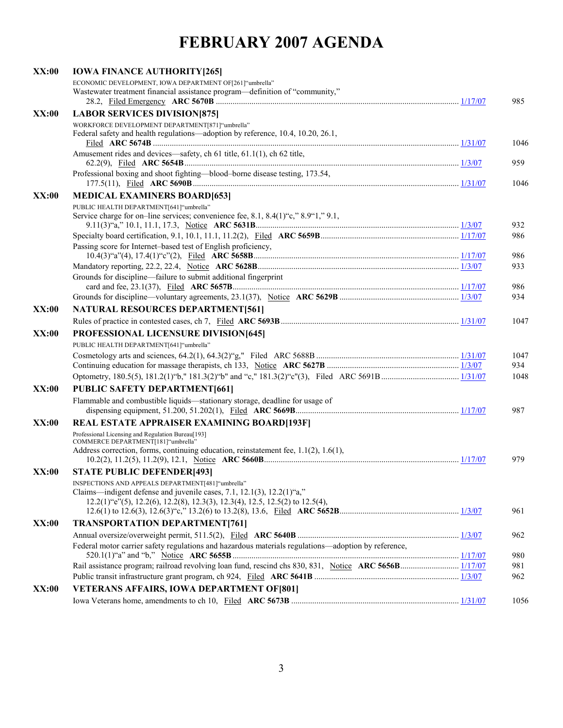# FEBRUARY 2007 AGENDA

**XX:00** **IOWA FINANCE AUTHORITY[265]**

ECONOMIC DEVELOPMENT, IOWA DEPARTMENT OF[261]"umbrella"

Wastewater treatment financial assistance program—definition of "community," 28.2, Filed Emergency **ARC 5670B** .......... 1/17/07 985

**XX:00** **LABOR SERVICES DIVISION[875]**

WORKFORCE DEVELOPMENT DEPARTMENT[871]"umbrella"

Federal safety and health regulations—adoption by reference, 10.4, 10.20, 26.1, Filed **ARC 5674B** .......... 1/31/07 1046

Amusement rides and devices—safety, ch 61 title, 61.1(1), ch 62 title, 62.2(9), Filed **ARC 5654B** .......... 1/3/07 959

Professional boxing and shoot fighting—blood-borne disease testing, 173.54, 177.5(11), Filed **ARC 5690B** .......... 1/31/07 1046

**XX:00** **MEDICAL EXAMINERS BOARD[653]**

PUBLIC HEALTH DEPARTMENT[641]"umbrella"

Service charge for on-line services; convenience fee, 8.1, 8.4(1)"c," 8.9"1," 9.1, 9.11(3)"a," 10.1, 11.1, 17.3, Notice **ARC 5631B** .......... 1/3/07 932

Specialty board certification, 9.1, 10.1, 11.1, 11.2(2), Filed **ARC 5659B** .......... 1/17/07 986

Passing score for Internet-based test of English proficiency, 10.4(3)"a"(4), 17.4(1)"c"(2), Filed **ARC 5658B** .......... 1/17/07 986

Mandatory reporting, 22.2, 22.4, Notice **ARC 5628B** .......... 1/3/07 933

Grounds for discipline—failure to submit additional fingerprint card and fee, 23.1(37), Filed **ARC 5657B** .......... 1/17/07 986

Grounds for discipline—voluntary agreements, 23.1(37), Notice **ARC 5629B** .......... 1/3/07 934

**XX:00** **NATURAL RESOURCES DEPARTMENT[561]**

Rules of practice in contested cases, ch 7, Filed **ARC 5693B** .......... 1/31/07 1047

**XX:00** **PROFESSIONAL LICENSURE DIVISION[645]**

PUBLIC HEALTH DEPARTMENT[641]"umbrella"

Cosmetology arts and sciences, 64.2(1), 64.3(2)"g," Filed ARC 5688B .......... 1/31/07 1047

Continuing education for massage therapists, ch 133, Notice **ARC 5627B** .......... 1/3/07 934

Optometry, 180.5(5), 181.2(1)"b," 181.3(2)"b" and "c," 181.3(2)"c"(3), Filed ARC 5691B .......... 1/31/07 1048

**XX:00** **PUBLIC SAFETY DEPARTMENT[661]**

Flammable and combustible liquids—stationary storage, deadline for usage of dispensing equipment, 51.200, 51.202(1), Filed **ARC 5669B** .......... 1/17/07 987

**XX:00** **REAL ESTATE APPRAISER EXAMINING BOARD[193F]**

Professional Licensing and Regulation Bureau[193]
COMMERCE DEPARTMENT[181]"umbrella"

Address correction, forms, continuing education, reinstatement fee, 1.1(2), 1.6(1), 10.2(2), 11.2(5), 11.2(9), 12.1, Notice **ARC 5660B** .......... 1/17/07 979

**XX:00** **STATE PUBLIC DEFENDER[493]**

INSPECTIONS AND APPEALS DEPARTMENT[481]"umbrella"

Claims—indigent defense and juvenile cases, 7.1, 12.1(3), 12.2(1)"a," 12.2(1)"e"(5), 12.2(6), 12.2(8), 12.3(3), 12.3(4), 12.5, 12.5(2) to 12.5(4), 12.6(1) to 12.6(3), 12.6(3)"c," 13.2(6) to 13.2(8), 13.6, Filed **ARC 5652B** .......... 1/3/07 961

**XX:00** **TRANSPORTATION DEPARTMENT[761]**

Annual oversize/overweight permit, 511.5(2), Filed **ARC 5640B** .......... 1/3/07 962

Federal motor carrier safety regulations and hazardous materials regulations—adoption by reference, 520.1(1)"a" and "b," Notice **ARC 5655B** .......... 1/17/07 980

Rail assistance program; railroad revolving loan fund, rescind chs 830, 831, Notice **ARC 5656B** .......... 1/17/07 981

Public transit infrastructure grant program, ch 924, Filed **ARC 5641B** .......... 1/3/07 962

**XX:00** **VETERANS AFFAIRS, IOWA DEPARTMENT OF[801]**

Iowa Veterans home, amendments to ch 10, Filed **ARC 5673B** .......... 1/31/07 1056